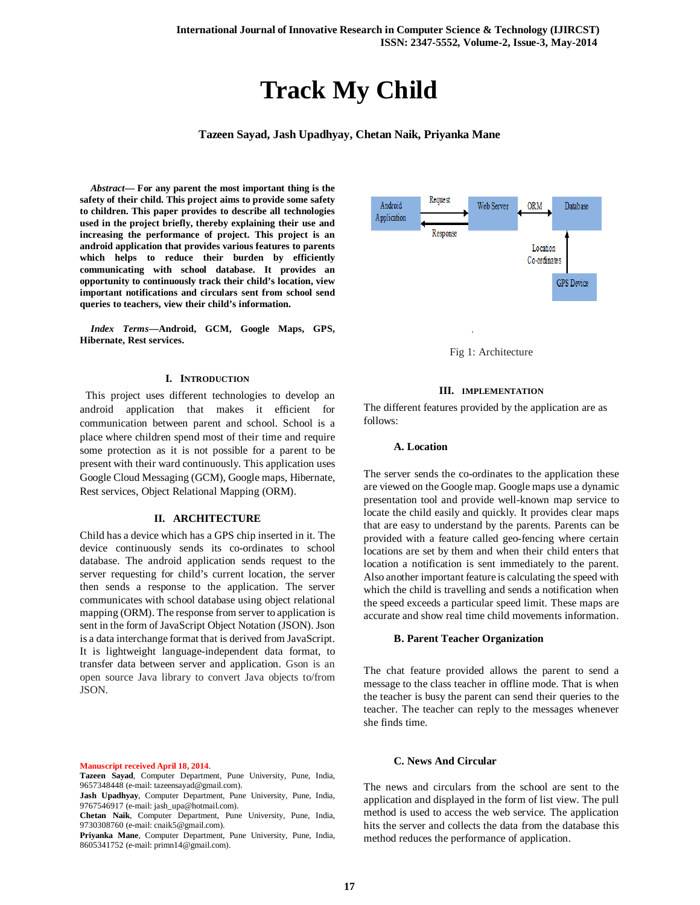// Track My Child

**Tazeen Sayad, Jash Upadhyay, Chetan Naik, Priyanka Mane**

***Abstract*— For any parent the most important thing is the safety of their child. This project aims to provide some safety to children. This paper provides to describe all technologies used in the project briefly, thereby explaining their use and increasing the performance of project. This project is an android application that provides various features to parents which helps to reduce their burden by efficiently communicating with school database. It provides an opportunity to continuously track their child's location, view important notifications and circulars sent from school send queries to teachers, view their child's information.**

***Index Terms*—Android, GCM, Google Maps, GPS, Hibernate, Rest services.**

## I. Introduction

This project uses different technologies to develop an android application that makes it efficient for communication between parent and school. School is a place where children spend most of their time and require some protection as it is not possible for a parent to be present with their ward continuously. This application uses Google Cloud Messaging (GCM), Google maps, Hibernate, Rest services, Object Relational Mapping (ORM).

## II. ARCHITECTURE

Child has a device which has a GPS chip inserted in it. The device continuously sends its co-ordinates to school database. The android application sends request to the server requesting for child's current location, the server then sends a response to the application. The server communicates with school database using object relational mapping (ORM). The response from server to application is sent in the form of JavaScript Object Notation (JSON). Json is a data interchange format that is derived from JavaScript. It is lightweight language-independent data format, to transfer data between server and application. Gson is an open source Java library to convert Java objects to/from JSON.

Android Application — Request → Web Server ← ORM → Database; Web Server — Response → Android Application; GPS Device — Location Co-ordinates → Database

Fig 1: Architecture

## III. IMPLEMENTATION

The different features provided by the application are as follows:

### A. Location

The server sends the co-ordinates to the application these are viewed on the Google map. Google maps use a dynamic presentation tool and provide well-known map service to locate the child easily and quickly. It provides clear maps that are easy to understand by the parents. Parents can be provided with a feature called geo-fencing where certain locations are set by them and when their child enters that location a notification is sent immediately to the parent. Also another important feature is calculating the speed with which the child is travelling and sends a notification when the speed exceeds a particular speed limit. These maps are accurate and show real time child movements information.

### B. Parent Teacher Organization

The chat feature provided allows the parent to send a message to the class teacher in offline mode. That is when the teacher is busy the parent can send their queries to the teacher. The teacher can reply to the messages whenever she finds time.

### C. News And Circular

The news and circulars from the school are sent to the application and displayed in the form of list view. The pull method is used to access the web service. The application hits the server and collects the data from the database this method reduces the performance of application.

---

Manuscript received April 18, 2014.

**Tazeen Sayad**, Computer Department, Pune University, Pune, India, 9657348448 (e-mail: tazeensayad@gmail.com).

**Jash Upadhyay**, Computer Department, Pune University, Pune, India, 9767546917 (e-mail: jash_upa@hotmail.com).

**Chetan Naik**, Computer Department, Pune University, Pune, India, 9730308760 (e-mail: cnaik5@gmail.com).

**Priyanka Mane**, Computer Department, Pune University, Pune, India, 8605341752 (e-mail: primn14@gmail.com).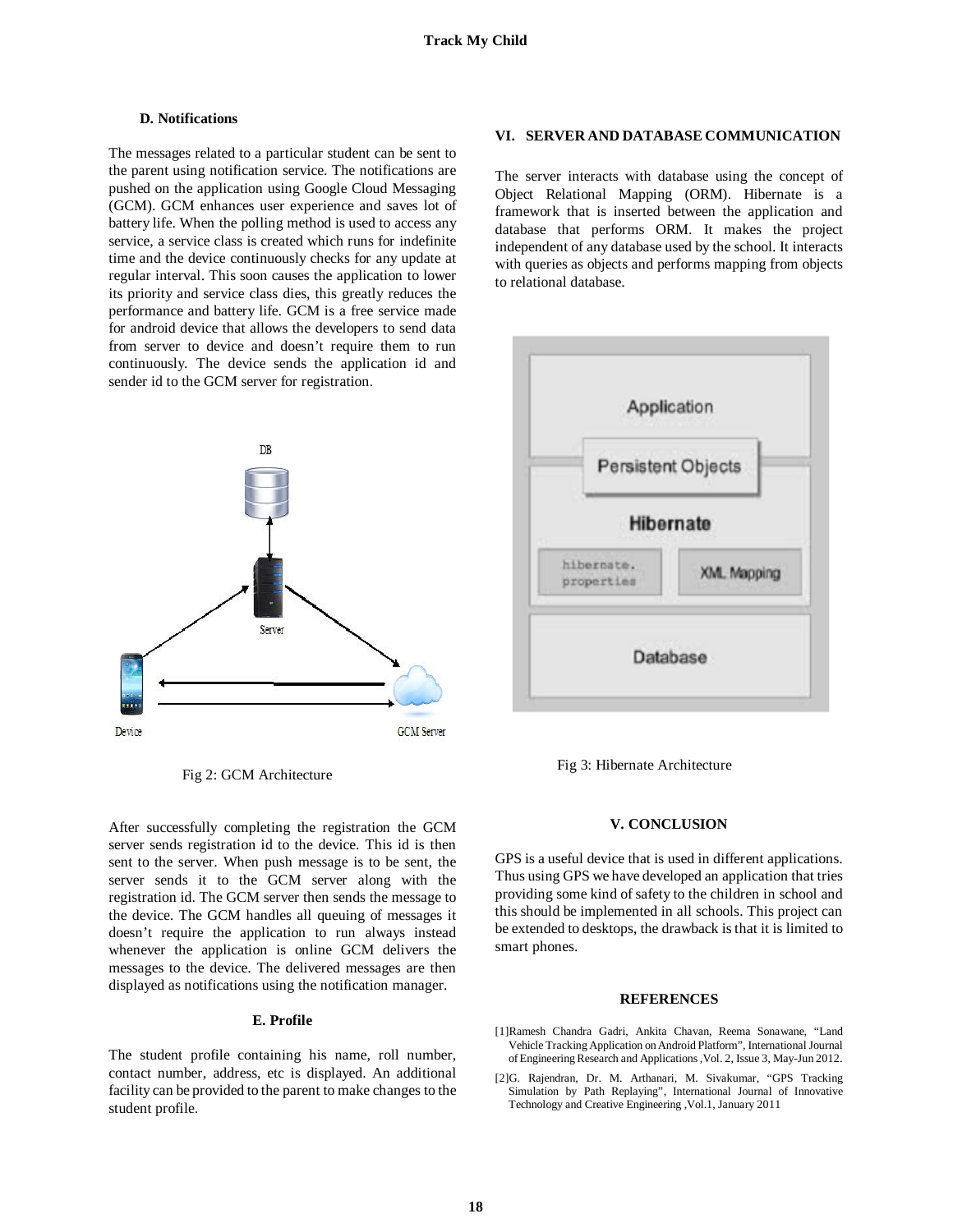### D. Notifications

The messages related to a particular student can be sent to the parent using notification service. The notifications are pushed on the application using Google Cloud Messaging (GCM). GCM enhances user experience and saves lot of battery life. When the polling method is used to access any service, a service class is created which runs for indefinite time and the device continuously checks for any update at regular interval. This soon causes the application to lower its priority and service class dies, this greatly reduces the performance and battery life. GCM is a free service made for android device that allows the developers to send data from server to device and doesn't require them to run continuously. The device sends the application id and sender id to the GCM server for registration.

Fig 2: GCM Architecture

After successfully completing the registration the GCM server sends registration id to the device. This id is then sent to the server. When push message is to be sent, the server sends it to the GCM server along with the registration id. The GCM server then sends the message to the device. The GCM handles all queuing of messages it doesn't require the application to run always instead whenever the application is online GCM delivers the messages to the device. The delivered messages are then displayed as notifications using the notification manager.

### E. Profile

The student profile containing his name, roll number, contact number, address, etc is displayed. An additional facility can be provided to the parent to make changes to the student profile.

## VI. SERVER AND DATABASE COMMUNICATION

The server interacts with database using the concept of Object Relational Mapping (ORM). Hibernate is a framework that is inserted between the application and database that performs ORM. It makes the project independent of any database used by the school. It interacts with queries as objects and performs mapping from objects to relational database.

Fig 3: Hibernate Architecture

## V. CONCLUSION

GPS is a useful device that is used in different applications. Thus using GPS we have developed an application that tries providing some kind of safety to the children in school and this should be implemented in all schools. This project can be extended to desktops, the drawback is that it is limited to smart phones.

## REFERENCES

[1]Ramesh Chandra Gadri, Ankita Chavan, Reema Sonawane, "Land Vehicle Tracking Application on Android Platform", International Journal of Engineering Research and Applications ,Vol. 2, Issue 3, May-Jun 2012.

[2]G. Rajendran, Dr. M. Arthanari, M. Sivakumar, "GPS Tracking Simulation by Path Replaying", International Journal of Innovative Technology and Creative Engineering ,Vol.1, January 2011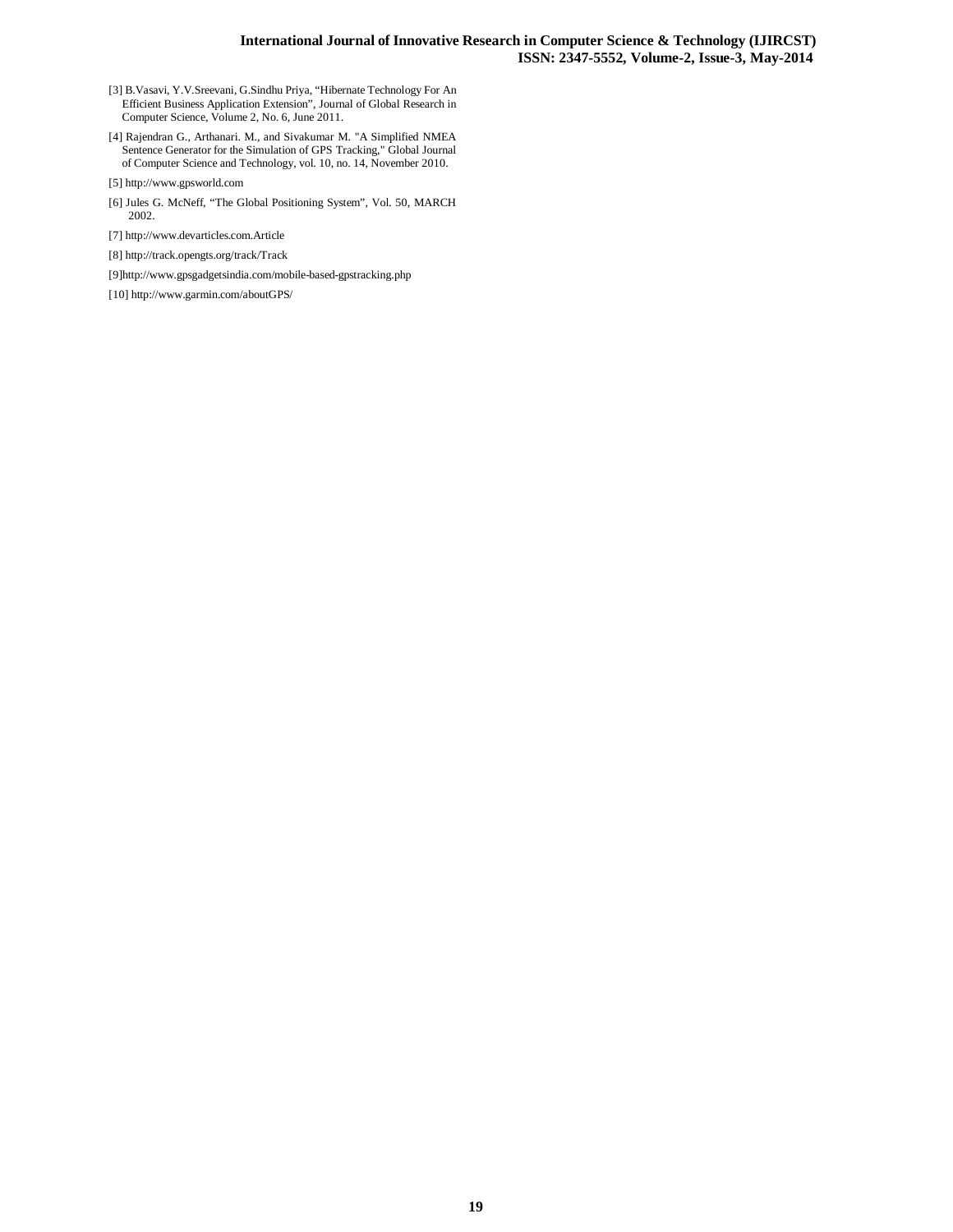[3] B.Vasavi, Y.V.Sreevani, G.Sindhu Priya, "Hibernate Technology For An Efficient Business Application Extension", Journal of Global Research in Computer Science, Volume 2, No. 6, June 2011.

[4] Rajendran G., Arthanari. M., and Sivakumar M. "A Simplified NMEA Sentence Generator for the Simulation of GPS Tracking," Global Journal of Computer Science and Technology, vol. 10, no. 14, November 2010.

[5] http://www.gpsworld.com

[6] Jules G. McNeff, "The Global Positioning System", Vol. 50, MARCH 2002.

[7] http://www.devarticles.com.Article

[8] http://track.opengts.org/track/Track

[9]http://www.gpsgadgetsindia.com/mobile-based-gpstracking.php

[10] http://www.garmin.com/aboutGPS/